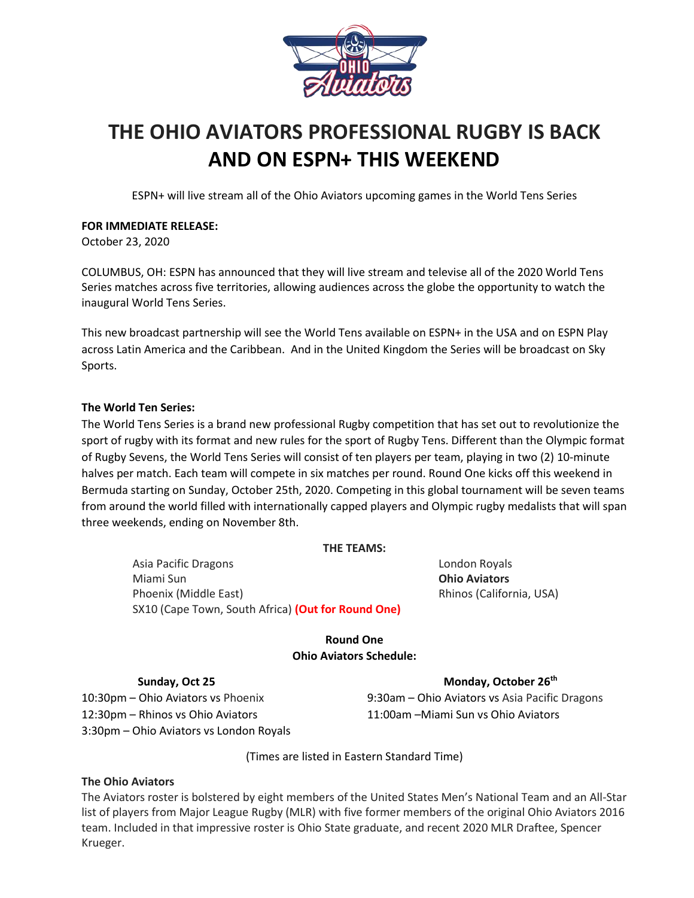# THE OHIO AVIATORS PROFESSIONAL RUGBY IS BACK AND ON ESPN+ THIS WEEKEND

ESPN+ will live stream all of the Ohio Aviators upcoming games in the World Tens Series

**FOR IMMEDIATE RELEASE:**
October 23, 2020

COLUMBUS, OH: ESPN has announced that they will live stream and televise all of the 2020 World Tens Series matches across five territories, allowing audiences across the globe the opportunity to watch the inaugural World Tens Series.

This new broadcast partnership will see the World Tens available on ESPN+ in the USA and on ESPN Play across Latin America and the Caribbean. And in the United Kingdom the Series will be broadcast on Sky Sports.

**The World Ten Series:**

The World Tens Series is a brand new professional Rugby competition that has set out to revolutionize the sport of rugby with its format and new rules for the sport of Rugby Tens. Different than the Olympic format of Rugby Sevens, the World Tens Series will consist of ten players per team, playing in two (2) 10-minute halves per match. Each team will compete in six matches per round. Round One kicks off this weekend in Bermuda starting on Sunday, October 25th, 2020. Competing in this global tournament will be seven teams from around the world filled with internationally capped players and Olympic rugby medalists that will span three weekends, ending on November 8th.

**THE TEAMS:**

- Asia Pacific Dragons
- Miami Sun
- Phoenix (Middle East)
- SX10 (Cape Town, South Africa) **(Out for Round One)**
- London Royals
- **Ohio Aviators**
- Rhinos (California, USA)

**Round One**
**Ohio Aviators Schedule:**

**Sunday, Oct 25**

10:30pm – Ohio Aviators vs Phoenix
12:30pm – Rhinos vs Ohio Aviators
3:30pm – Ohio Aviators vs London Royals

**Monday, October 26th**

9:30am – Ohio Aviators vs Asia Pacific Dragons
11:00am –Miami Sun vs Ohio Aviators

(Times are listed in Eastern Standard Time)

**The Ohio Aviators**

The Aviators roster is bolstered by eight members of the United States Men's National Team and an All-Star list of players from Major League Rugby (MLR) with five former members of the original Ohio Aviators 2016 team. Included in that impressive roster is Ohio State graduate, and recent 2020 MLR Draftee, Spencer Krueger.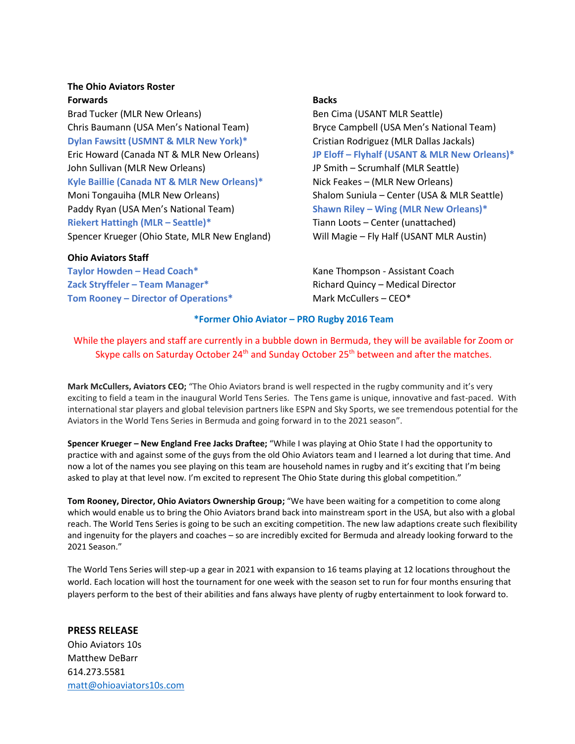**The Ohio Aviators Roster**

**Forwards**

Brad Tucker (MLR New Orleans)
Chris Baumann (USA Men's National Team)
**Dylan Fawsitt (USMNT & MLR New York)***
Eric Howard (Canada NT & MLR New Orleans)
John Sullivan (MLR New Orleans)
**Kyle Baillie (Canada NT & MLR New Orleans)***
Moni Tongauiha (MLR New Orleans)
Paddy Ryan (USA Men's National Team)
**Riekert Hattingh (MLR – Seattle)***
Spencer Krueger (Ohio State, MLR New England)

**Backs**

Ben Cima (USANT MLR Seattle)
Bryce Campbell (USA Men's National Team)
Cristian Rodriguez (MLR Dallas Jackals)
**JP Eloff – Flyhalf (USANT & MLR New Orleans)***
JP Smith – Scrumhalf (MLR Seattle)
Nick Feakes – (MLR New Orleans)
Shalom Suniula – Center (USA & MLR Seattle)
**Shawn Riley – Wing (MLR New Orleans)***
Tiann Loots – Center (unattached)
Will Magie – Fly Half (USANT MLR Austin)

**Ohio Aviators Staff**

**Taylor Howden – Head Coach***
**Zack Stryffeler – Team Manager***
**Tom Rooney – Director of Operations***
Kane Thompson - Assistant Coach
Richard Quincy – Medical Director
Mark McCullers – CEO*

**\*Former Ohio Aviator – PRO Rugby 2016 Team**

While the players and staff are currently in a bubble down in Bermuda, they will be available for Zoom or Skype calls on Saturday October 24th and Sunday October 25th between and after the matches.

**Mark McCullers, Aviators CEO;** "The Ohio Aviators brand is well respected in the rugby community and it's very exciting to field a team in the inaugural World Tens Series. The Tens game is unique, innovative and fast-paced. With international star players and global television partners like ESPN and Sky Sports, we see tremendous potential for the Aviators in the World Tens Series in Bermuda and going forward in to the 2021 season".

**Spencer Krueger – New England Free Jacks Draftee;** "While I was playing at Ohio State I had the opportunity to practice with and against some of the guys from the old Ohio Aviators team and I learned a lot during that time. And now a lot of the names you see playing on this team are household names in rugby and it's exciting that I'm being asked to play at that level now. I'm excited to represent The Ohio State during this global competition."

**Tom Rooney, Director, Ohio Aviators Ownership Group;** "We have been waiting for a competition to come along which would enable us to bring the Ohio Aviators brand back into mainstream sport in the USA, but also with a global reach. The World Tens Series is going to be such an exciting competition. The new law adaptions create such flexibility and ingenuity for the players and coaches – so are incredibly excited for Bermuda and already looking forward to the 2021 Season."

The World Tens Series will step-up a gear in 2021 with expansion to 16 teams playing at 12 locations throughout the world. Each location will host the tournament for one week with the season set to run for four months ensuring that players perform to the best of their abilities and fans always have plenty of rugby entertainment to look forward to.

**PRESS RELEASE**
Ohio Aviators 10s
Matthew DeBarr
614.273.5581
matt@ohioaviators10s.com